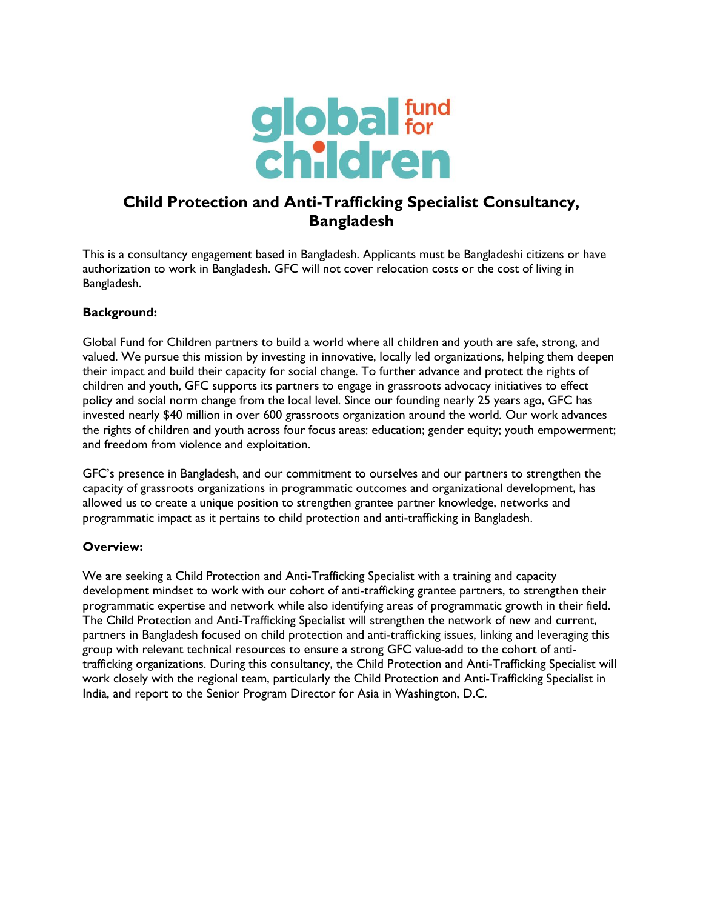# Child Protection and Anti-Trafficking Specialist Consultancy, Bangladesh

This is a consultancy engagement based in Bangladesh. Applicants must be Bangladeshi citizens or have authorization to work in Bangladesh. GFC will not cover relocation costs or the cost of living in Bangladesh.

**Background:**

Global Fund for Children partners to build a world where all children and youth are safe, strong, and valued. We pursue this mission by investing in innovative, locally led organizations, helping them deepen their impact and build their capacity for social change. To further advance and protect the rights of children and youth, GFC supports its partners to engage in grassroots advocacy initiatives to effect policy and social norm change from the local level. Since our founding nearly 25 years ago, GFC has invested nearly $40 million in over 600 grassroots organization around the world. Our work advances the rights of children and youth across four focus areas: education; gender equity; youth empowerment; and freedom from violence and exploitation.

GFC's presence in Bangladesh, and our commitment to ourselves and our partners to strengthen the capacity of grassroots organizations in programmatic outcomes and organizational development, has allowed us to create a unique position to strengthen grantee partner knowledge, networks and programmatic impact as it pertains to child protection and anti-trafficking in Bangladesh.

**Overview:**

We are seeking a Child Protection and Anti-Trafficking Specialist with a training and capacity development mindset to work with our cohort of anti-trafficking grantee partners, to strengthen their programmatic expertise and network while also identifying areas of programmatic growth in their field. The Child Protection and Anti-Trafficking Specialist will strengthen the network of new and current, partners in Bangladesh focused on child protection and anti-trafficking issues, linking and leveraging this group with relevant technical resources to ensure a strong GFC value-add to the cohort of anti-trafficking organizations. During this consultancy, the Child Protection and Anti-Trafficking Specialist will work closely with the regional team, particularly the Child Protection and Anti-Trafficking Specialist in India, and report to the Senior Program Director for Asia in Washington, D.C.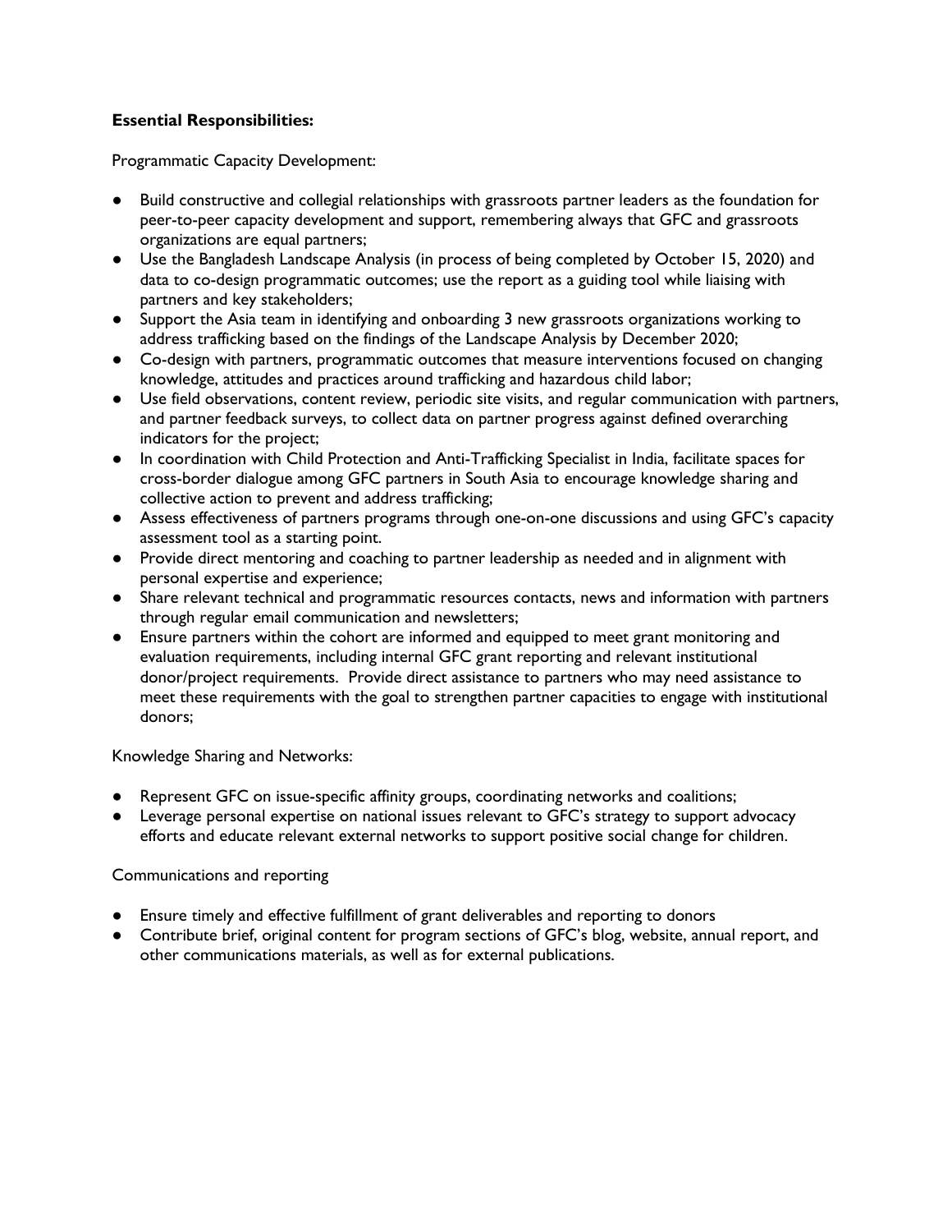**Essential Responsibilities:**

Programmatic Capacity Development:

- Build constructive and collegial relationships with grassroots partner leaders as the foundation for peer-to-peer capacity development and support, remembering always that GFC and grassroots organizations are equal partners;
- Use the Bangladesh Landscape Analysis (in process of being completed by October 15, 2020) and data to co-design programmatic outcomes; use the report as a guiding tool while liaising with partners and key stakeholders;
- Support the Asia team in identifying and onboarding 3 new grassroots organizations working to address trafficking based on the findings of the Landscape Analysis by December 2020;
- Co-design with partners, programmatic outcomes that measure interventions focused on changing knowledge, attitudes and practices around trafficking and hazardous child labor;
- Use field observations, content review, periodic site visits, and regular communication with partners, and partner feedback surveys, to collect data on partner progress against defined overarching indicators for the project;
- In coordination with Child Protection and Anti-Trafficking Specialist in India, facilitate spaces for cross-border dialogue among GFC partners in South Asia to encourage knowledge sharing and collective action to prevent and address trafficking;
- Assess effectiveness of partners programs through one-on-one discussions and using GFC's capacity assessment tool as a starting point.
- Provide direct mentoring and coaching to partner leadership as needed and in alignment with personal expertise and experience;
- Share relevant technical and programmatic resources contacts, news and information with partners through regular email communication and newsletters;
- Ensure partners within the cohort are informed and equipped to meet grant monitoring and evaluation requirements, including internal GFC grant reporting and relevant institutional donor/project requirements. Provide direct assistance to partners who may need assistance to meet these requirements with the goal to strengthen partner capacities to engage with institutional donors;

Knowledge Sharing and Networks:

- Represent GFC on issue-specific affinity groups, coordinating networks and coalitions;
- Leverage personal expertise on national issues relevant to GFC's strategy to support advocacy efforts and educate relevant external networks to support positive social change for children.

Communications and reporting

- Ensure timely and effective fulfillment of grant deliverables and reporting to donors
- Contribute brief, original content for program sections of GFC's blog, website, annual report, and other communications materials, as well as for external publications.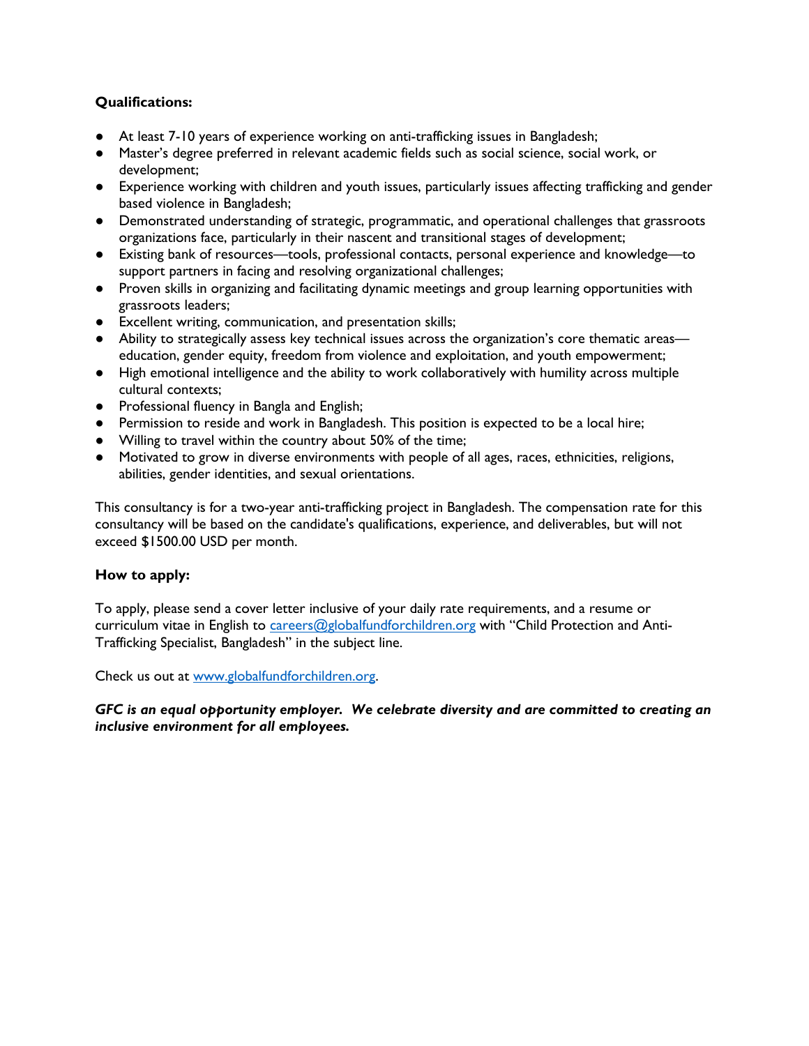**Qualifications:**

- At least 7-10 years of experience working on anti-trafficking issues in Bangladesh;
- Master's degree preferred in relevant academic fields such as social science, social work, or development;
- Experience working with children and youth issues, particularly issues affecting trafficking and gender based violence in Bangladesh;
- Demonstrated understanding of strategic, programmatic, and operational challenges that grassroots organizations face, particularly in their nascent and transitional stages of development;
- Existing bank of resources—tools, professional contacts, personal experience and knowledge—to support partners in facing and resolving organizational challenges;
- Proven skills in organizing and facilitating dynamic meetings and group learning opportunities with grassroots leaders;
- Excellent writing, communication, and presentation skills;
- Ability to strategically assess key technical issues across the organization's core thematic areas—education, gender equity, freedom from violence and exploitation, and youth empowerment;
- High emotional intelligence and the ability to work collaboratively with humility across multiple cultural contexts;
- Professional fluency in Bangla and English;
- Permission to reside and work in Bangladesh. This position is expected to be a local hire;
- Willing to travel within the country about 50% of the time;
- Motivated to grow in diverse environments with people of all ages, races, ethnicities, religions, abilities, gender identities, and sexual orientations.

This consultancy is for a two-year anti-trafficking project in Bangladesh. The compensation rate for this consultancy will be based on the candidate's qualifications, experience, and deliverables, but will not exceed $1500.00 USD per month.

**How to apply:**

To apply, please send a cover letter inclusive of your daily rate requirements, and a resume or curriculum vitae in English to careers@globalfundforchildren.org with "Child Protection and Anti-Trafficking Specialist, Bangladesh" in the subject line.

Check us out at www.globalfundforchildren.org.

***GFC is an equal opportunity employer. We celebrate diversity and are committed to creating an inclusive environment for all employees.***